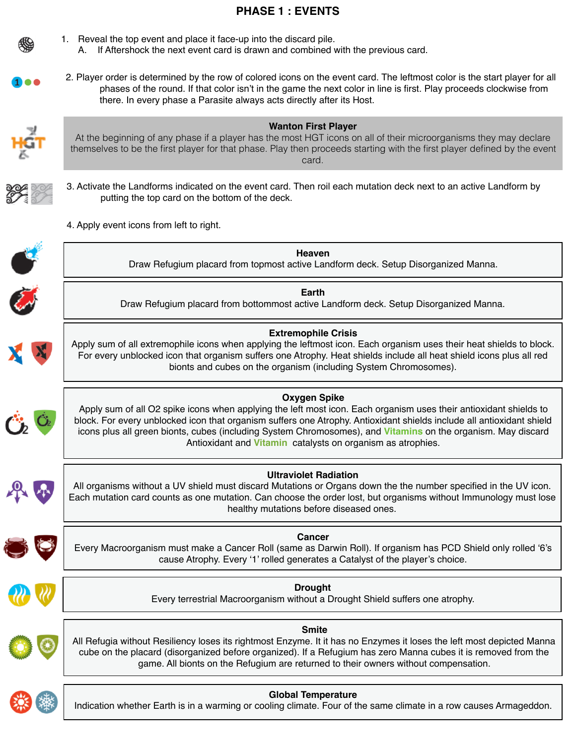# PHASE 1 : EVENTS

1. Reveal the top event and place it face-up into the discard pile.
   A. If Aftershock the next event card is drawn and combined with the previous card.

2. Player order is determined by the row of colored icons on the event card. The leftmost color is the start player for all phases of the round. If that color isn't in the game the next color in line is first. Play proceeds clockwise from there. In every phase a Parasite always acts directly after its Host.

**Wanton First Player**
At the beginning of any phase if a player has the most HGT icons on all of their microorganisms they may declare themselves to be the first player for that phase. Play then proceeds starting with the first player defined by the event card.

3. Activate the Landforms indicated on the event card. Then roil each mutation deck next to an active Landform by putting the top card on the bottom of the deck.

4. Apply event icons from left to right.

**Heaven**
Draw Refugium placard from topmost active Landform deck. Setup Disorganized Manna.

**Earth**
Draw Refugium placard from bottommost active Landform deck. Setup Disorganized Manna.

**Extremophile Crisis**
Apply sum of all extremophile icons when applying the leftmost icon. Each organism uses their heat shields to block. For every unblocked icon that organism suffers one Atrophy. Heat shields include all heat shield icons plus all red bionts and cubes on the organism (including System Chromosomes).

**Oxygen Spike**
Apply sum of all O2 spike icons when applying the left most icon. Each organism uses their antioxidant shields to block. For every unblocked icon that organism suffers one Atrophy. Antioxidant shields include all antioxidant shield icons plus all green bionts, cubes (including System Chromosomes), and Vitamins on the organism. May discard Antioxidant and Vitamin catalysts on organism as atrophies.

**Ultraviolet Radiation**
All organisms without a UV shield must discard Mutations or Organs down the the number specified in the UV icon. Each mutation card counts as one mutation. Can choose the order lost, but organisms without Immunology must lose healthy mutations before diseased ones.

**Cancer**
Every Macroorganism must make a Cancer Roll (same as Darwin Roll). If organism has PCD Shield only rolled '6's cause Atrophy. Every '1' rolled generates a Catalyst of the player's choice.

**Drought**
Every terrestrial Macroorganism without a Drought Shield suffers one atrophy.

**Smite**
All Refugia without Resiliency loses its rightmost Enzyme. It it has no Enzymes it loses the left most depicted Manna cube on the placard (disorganized before organized). If a Refugium has zero Manna cubes it is removed from the game. All bionts on the Refugium are returned to their owners without compensation.

**Global Temperature**
Indication whether Earth is in a warming or cooling climate. Four of the same climate in a row causes Armageddon.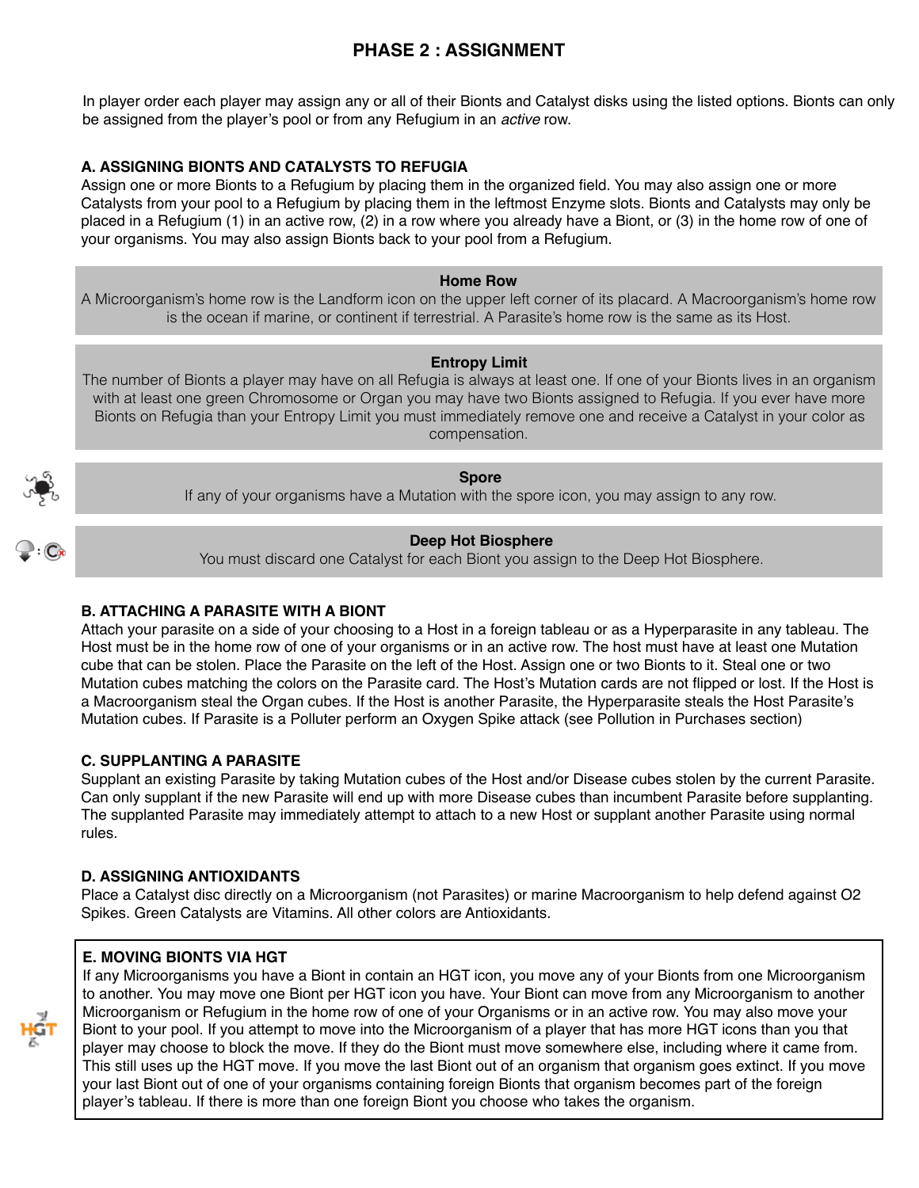# PHASE 2 : ASSIGNMENT

In player order each player may assign any or all of their Bionts and Catalyst disks using the listed options. Bionts can only be assigned from the player's pool or from any Refugium in an *active* row.

### A. ASSIGNING BIONTS AND CATALYSTS TO REFUGIA

Assign one or more Bionts to a Refugium by placing them in the organized field. You may also assign one or more Catalysts from your pool to a Refugium by placing them in the leftmost Enzyme slots. Bionts and Catalysts may only be placed in a Refugium (1) in an active row, (2) in a row where you already have a Biont, or (3) in the home row of one of your organisms. You may also assign Bionts back to your pool from a Refugium.

**Home Row**

A Microorganism's home row is the Landform icon on the upper left corner of its placard. A Macroorganism's home row is the ocean if marine, or continent if terrestrial. A Parasite's home row is the same as its Host.

**Entropy Limit**

The number of Bionts a player may have on all Refugia is always at least one. If one of your Bionts lives in an organism with at least one green Chromosome or Organ you may have two Bionts assigned to Refugia. If you ever have more Bionts on Refugia than your Entropy Limit you must immediately remove one and receive a Catalyst in your color as compensation.

**Spore**

If any of your organisms have a Mutation with the spore icon, you may assign to any row.

**Deep Hot Biosphere**

You must discard one Catalyst for each Biont you assign to the Deep Hot Biosphere.

### B. ATTACHING A PARASITE WITH A BIONT

Attach your parasite on a side of your choosing to a Host in a foreign tableau or as a Hyperparasite in any tableau. The Host must be in the home row of one of your organisms or in an active row. The host must have at least one Mutation cube that can be stolen. Place the Parasite on the left of the Host. Assign one or two Bionts to it. Steal one or two Mutation cubes matching the colors on the Parasite card. The Host's Mutation cards are not flipped or lost. If the Host is a Macroorganism steal the Organ cubes. If the Host is another Parasite, the Hyperparasite steals the Host Parasite's Mutation cubes. If Parasite is a Polluter perform an Oxygen Spike attack (see Pollution in Purchases section)

### C. SUPPLANTING A PARASITE

Supplant an existing Parasite by taking Mutation cubes of the Host and/or Disease cubes stolen by the current Parasite. Can only supplant if the new Parasite will end up with more Disease cubes than incumbent Parasite before supplanting. The supplanted Parasite may immediately attempt to attach to a new Host or supplant another Parasite using normal rules.

### D. ASSIGNING ANTIOXIDANTS

Place a Catalyst disc directly on a Microorganism (not Parasites) or marine Macroorganism to help defend against O2 Spikes. Green Catalysts are Vitamins. All other colors are Antioxidants.

### E. MOVING BIONTS VIA HGT

If any Microorganisms you have a Biont in contain an HGT icon, you move any of your Bionts from one Microorganism to another. You may move one Biont per HGT icon you have. Your Biont can move from any Microorganism to another Microorganism or Refugium in the home row of one of your Organisms or in an active row. You may also move your Biont to your pool. If you attempt to move into the Microorganism of a player that has more HGT icons than you that player may choose to block the move. If they do the Biont must move somewhere else, including where it came from. This still uses up the HGT move. If you move the last Biont out of an organism that organism goes extinct. If you move your last Biont out of one of your organisms containing foreign Bionts that organism becomes part of the foreign player's tableau. If there is more than one foreign Biont you choose who takes the organism.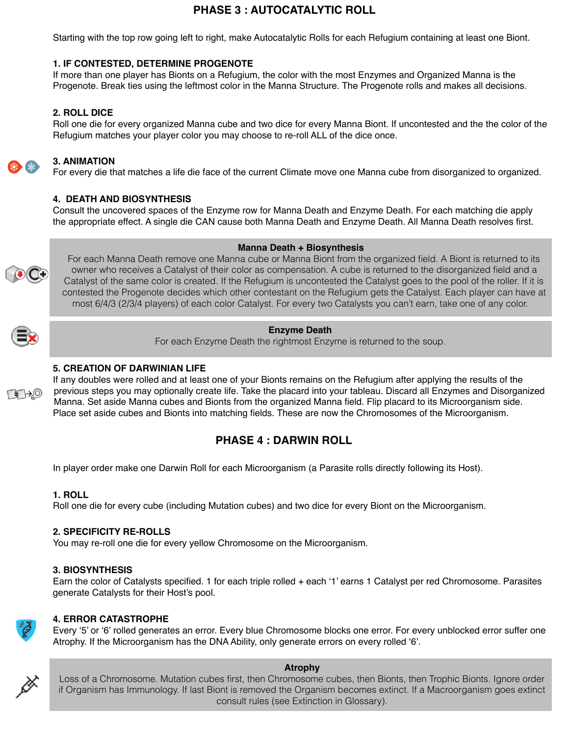# PHASE 3 : AUTOCATALYTIC ROLL

Starting with the top row going left to right, make Autocatalytic Rolls for each Refugium containing at least one Biont.

### 1. IF CONTESTED, DETERMINE PROGENOTE

If more than one player has Bionts on a Refugium, the color with the most Enzymes and Organized Manna is the Progenote. Break ties using the leftmost color in the Manna Structure. The Progenote rolls and makes all decisions.

### 2. ROLL DICE

Roll one die for every organized Manna cube and two dice for every Manna Biont. If uncontested and the the color of the Refugium matches your player color you may choose to re-roll ALL of the dice once.

### 3. ANIMATION

For every die that matches a life die face of the current Climate move one Manna cube from disorganized to organized.

### 4. DEATH AND BIOSYNTHESIS

Consult the uncovered spaces of the Enzyme row for Manna Death and Enzyme Death. For each matching die apply the appropriate effect. A single die CAN cause both Manna Death and Enzyme Death. All Manna Death resolves first.

**Manna Death + Biosynthesis**

For each Manna Death remove one Manna cube or Manna Biont from the organized field. A Biont is returned to its owner who receives a Catalyst of their color as compensation. A cube is returned to the disorganized field and a Catalyst of the same color is created. If the Refugium is uncontested the Catalyst goes to the pool of the roller. If it is contested the Progenote decides which other contestant on the Refugium gets the Catalyst. Each player can have at most 6/4/3 (2/3/4 players) of each color Catalyst. For every two Catalysts you can't earn, take one of any color.

**Enzyme Death**

For each Enzyme Death the rightmost Enzyme is returned to the soup.

### 5. CREATION OF DARWINIAN LIFE

If any doubles were rolled and at least one of your Bionts remains on the Refugium after applying the results of the previous steps you may optionally create life. Take the placard into your tableau. Discard all Enzymes and Disorganized Manna. Set aside Manna cubes and Bionts from the organized Manna field. Flip placard to its Microorganism side. Place set aside cubes and Bionts into matching fields. These are now the Chromosomes of the Microorganism.

# PHASE 4 : DARWIN ROLL

In player order make one Darwin Roll for each Microorganism (a Parasite rolls directly following its Host).

### 1. ROLL

Roll one die for every cube (including Mutation cubes) and two dice for every Biont on the Microorganism.

### 2. SPECIFICITY RE-ROLLS

You may re-roll one die for every yellow Chromosome on the Microorganism.

### 3. BIOSYNTHESIS

Earn the color of Catalysts specified. 1 for each triple rolled + each '1' earns 1 Catalyst per red Chromosome. Parasites generate Catalysts for their Host's pool.

### 4. ERROR CATASTROPHE

Every '5' or '6' rolled generates an error. Every blue Chromosome blocks one error. For every unblocked error suffer one Atrophy. If the Microorganism has the DNA Ability, only generate errors on every rolled '6'.

**Atrophy**

Loss of a Chromosome. Mutation cubes first, then Chromosome cubes, then Bionts, then Trophic Bionts. Ignore order if Organism has Immunology. If last Biont is removed the Organism becomes extinct. If a Macroorganism goes extinct consult rules (see Extinction in Glossary).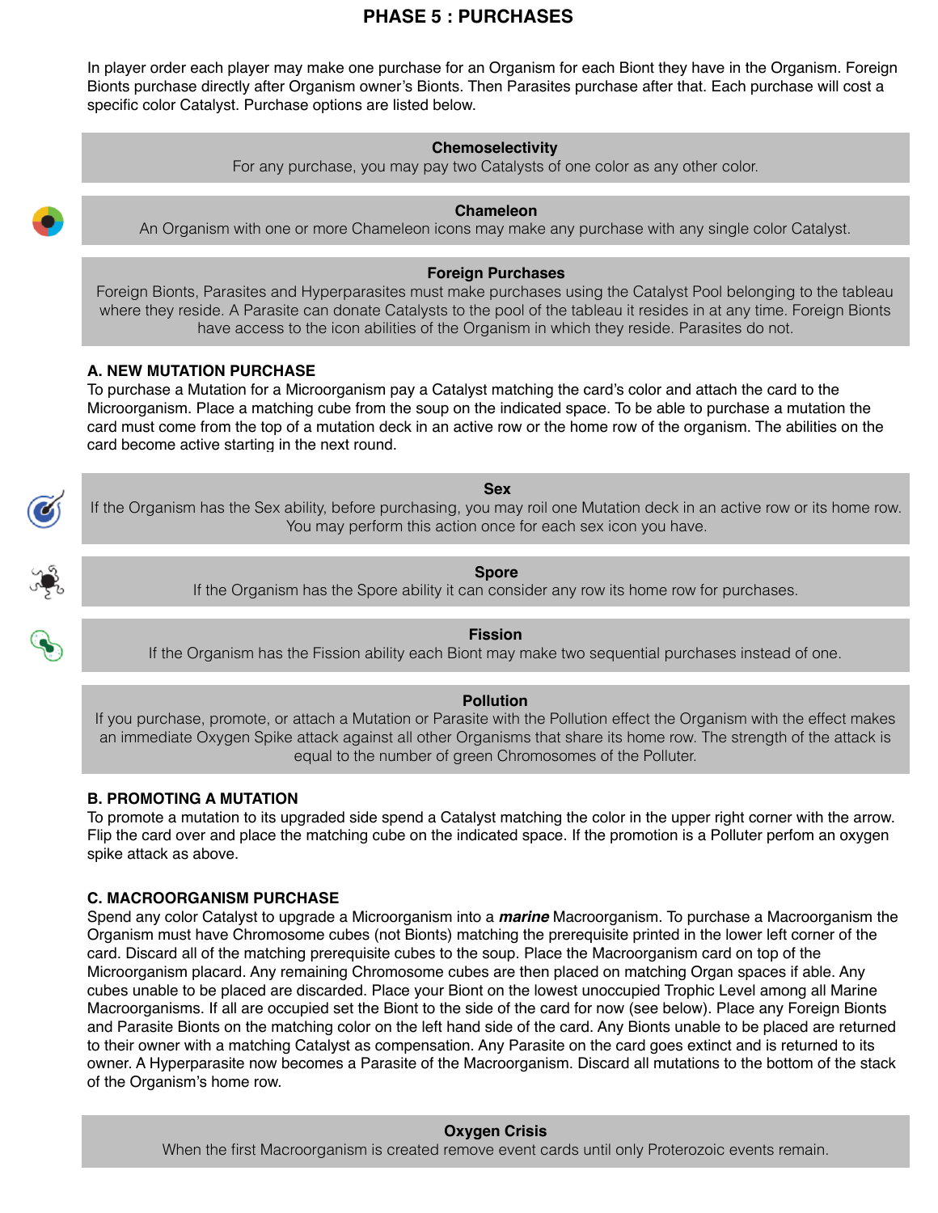# PHASE 5 : PURCHASES

In player order each player may make one purchase for an Organism for each Biont they have in the Organism. Foreign Bionts purchase directly after Organism owner's Bionts. Then Parasites purchase after that. Each purchase will cost a specific color Catalyst. Purchase options are listed below.

**Chemoselectivity**
For any purchase, you may pay two Catalysts of one color as any other color.

**Chameleon**
An Organism with one or more Chameleon icons may make any purchase with any single color Catalyst.

**Foreign Purchases**
Foreign Bionts, Parasites and Hyperparasites must make purchases using the Catalyst Pool belonging to the tableau where they reside. A Parasite can donate Catalysts to the pool of the tableau it resides in at any time. Foreign Bionts have access to the icon abilities of the Organism in which they reside. Parasites do not.

### A. NEW MUTATION PURCHASE

To purchase a Mutation for a Microorganism pay a Catalyst matching the card's color and attach the card to the Microorganism. Place a matching cube from the soup on the indicated space. To be able to purchase a mutation the card must come from the top of a mutation deck in an active row or the home row of the organism. The abilities on the card become active starting in the next round.

**Sex**
If the Organism has the Sex ability, before purchasing, you may roil one Mutation deck in an active row or its home row. You may perform this action once for each sex icon you have.

**Spore**
If the Organism has the Spore ability it can consider any row its home row for purchases.

**Fission**
If the Organism has the Fission ability each Biont may make two sequential purchases instead of one.

**Pollution**
If you purchase, promote, or attach a Mutation or Parasite with the Pollution effect the Organism with the effect makes an immediate Oxygen Spike attack against all other Organisms that share its home row. The strength of the attack is equal to the number of green Chromosomes of the Polluter.

### B. PROMOTING A MUTATION

To promote a mutation to its upgraded side spend a Catalyst matching the color in the upper right corner with the arrow. Flip the card over and place the matching cube on the indicated space. If the promotion is a Polluter perfom an oxygen spike attack as above.

### C. MACROORGANISM PURCHASE

Spend any color Catalyst to upgrade a Microorganism into a ***marine*** Macroorganism. To purchase a Macroorganism the Organism must have Chromosome cubes (not Bionts) matching the prerequisite printed in the lower left corner of the card. Discard all of the matching prerequisite cubes to the soup. Place the Macroorganism card on top of the Microorganism placard. Any remaining Chromosome cubes are then placed on matching Organ spaces if able. Any cubes unable to be placed are discarded. Place your Biont on the lowest unoccupied Trophic Level among all Marine Macroorganisms. If all are occupied set the Biont to the side of the card for now (see below). Place any Foreign Bionts and Parasite Bionts on the matching color on the left hand side of the card. Any Bionts unable to be placed are returned to their owner with a matching Catalyst as compensation. Any Parasite on the card goes extinct and is returned to its owner. A Hyperparasite now becomes a Parasite of the Macroorganism. Discard all mutations to the bottom of the stack of the Organism's home row.

**Oxygen Crisis**
When the first Macroorganism is created remove event cards until only Proterozoic events remain.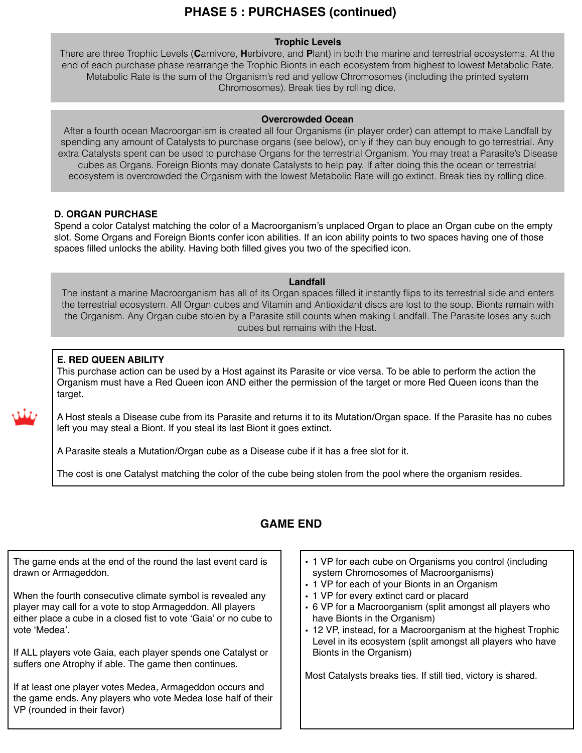# PHASE 5 : PURCHASES (continued)

### Trophic Levels

There are three Trophic Levels (**C**arnivore, **H**erbivore, and **P**lant) in both the marine and terrestrial ecosystems. At the end of each purchase phase rearrange the Trophic Bionts in each ecosystem from highest to lowest Metabolic Rate. Metabolic Rate is the sum of the Organism's red and yellow Chromosomes (including the printed system Chromosomes). Break ties by rolling dice.

### Overcrowded Ocean

After a fourth ocean Macroorganism is created all four Organisms (in player order) can attempt to make Landfall by spending any amount of Catalysts to purchase organs (see below), only if they can buy enough to go terrestrial. Any extra Catalysts spent can be used to purchase Organs for the terrestrial Organism. You may treat a Parasite's Disease cubes as Organs. Foreign Bionts may donate Catalysts to help pay. If after doing this the ocean or terrestrial ecosystem is overcrowded the Organism with the lowest Metabolic Rate will go extinct. Break ties by rolling dice.

### D. ORGAN PURCHASE

Spend a color Catalyst matching the color of a Macroorganism's unplaced Organ to place an Organ cube on the empty slot. Some Organs and Foreign Bionts confer icon abilities. If an icon ability points to two spaces having one of those spaces filled unlocks the ability. Having both filled gives you two of the specified icon.

### Landfall

The instant a marine Macroorganism has all of its Organ spaces filled it instantly flips to its terrestrial side and enters the terrestrial ecosystem. All Organ cubes and Vitamin and Antioxidant discs are lost to the soup. Bionts remain with the Organism. Any Organ cube stolen by a Parasite still counts when making Landfall. The Parasite loses any such cubes but remains with the Host.

### E. RED QUEEN ABILITY

This purchase action can be used by a Host against its Parasite or vice versa. To be able to perform the action the Organism must have a Red Queen icon AND either the permission of the target or more Red Queen icons than the target.

A Host steals a Disease cube from its Parasite and returns it to its Mutation/Organ space. If the Parasite has no cubes left you may steal a Biont. If you steal its last Biont it goes extinct.

A Parasite steals a Mutation/Organ cube as a Disease cube if it has a free slot for it.

The cost is one Catalyst matching the color of the cube being stolen from the pool where the organism resides.

## GAME END

The game ends at the end of the round the last event card is drawn or Armageddon.

When the fourth consecutive climate symbol is revealed any player may call for a vote to stop Armageddon. All players either place a cube in a closed fist to vote 'Gaia' or no cube to vote 'Medea'.

If ALL players vote Gaia, each player spends one Catalyst or suffers one Atrophy if able. The game then continues.

If at least one player votes Medea, Armageddon occurs and the game ends. Any players who vote Medea lose half of their VP (rounded in their favor)

- 1 VP for each cube on Organisms you control (including system Chromosomes of Macroorganisms)
- 1 VP for each of your Bionts in an Organism
- 1 VP for every extinct card or placard
- 6 VP for a Macroorganism (split amongst all players who have Bionts in the Organism)
- 12 VP, instead, for a Macroorganism at the highest Trophic Level in its ecosystem (split amongst all players who have Bionts in the Organism)

Most Catalysts breaks ties. If still tied, victory is shared.